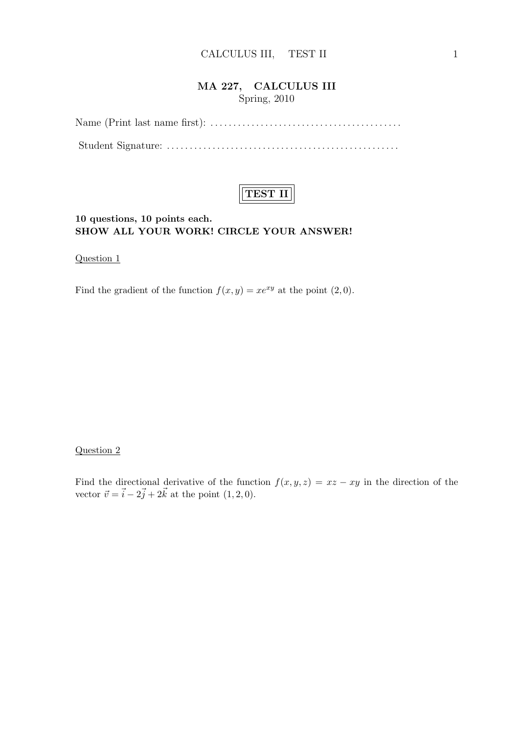# MA 227, CALCULUS III

Spring, 2010

Name (Print last name first): .........................................

Student Signature: .................................................

## TEST II

**10 questions, 10 points each.**
**SHOW ALL YOUR WORK! CIRCLE YOUR ANSWER!**

Question 1

Find the gradient of the function $f(x, y) = xe^{xy}$ at the point $(2, 0)$.

Question 2

Find the directional derivative of the function $f(x, y, z) = xz - xy$ in the direction of the vector $\vec{v} = \vec{i} - 2\vec{j} + 2\vec{k}$ at the point $(1, 2, 0)$.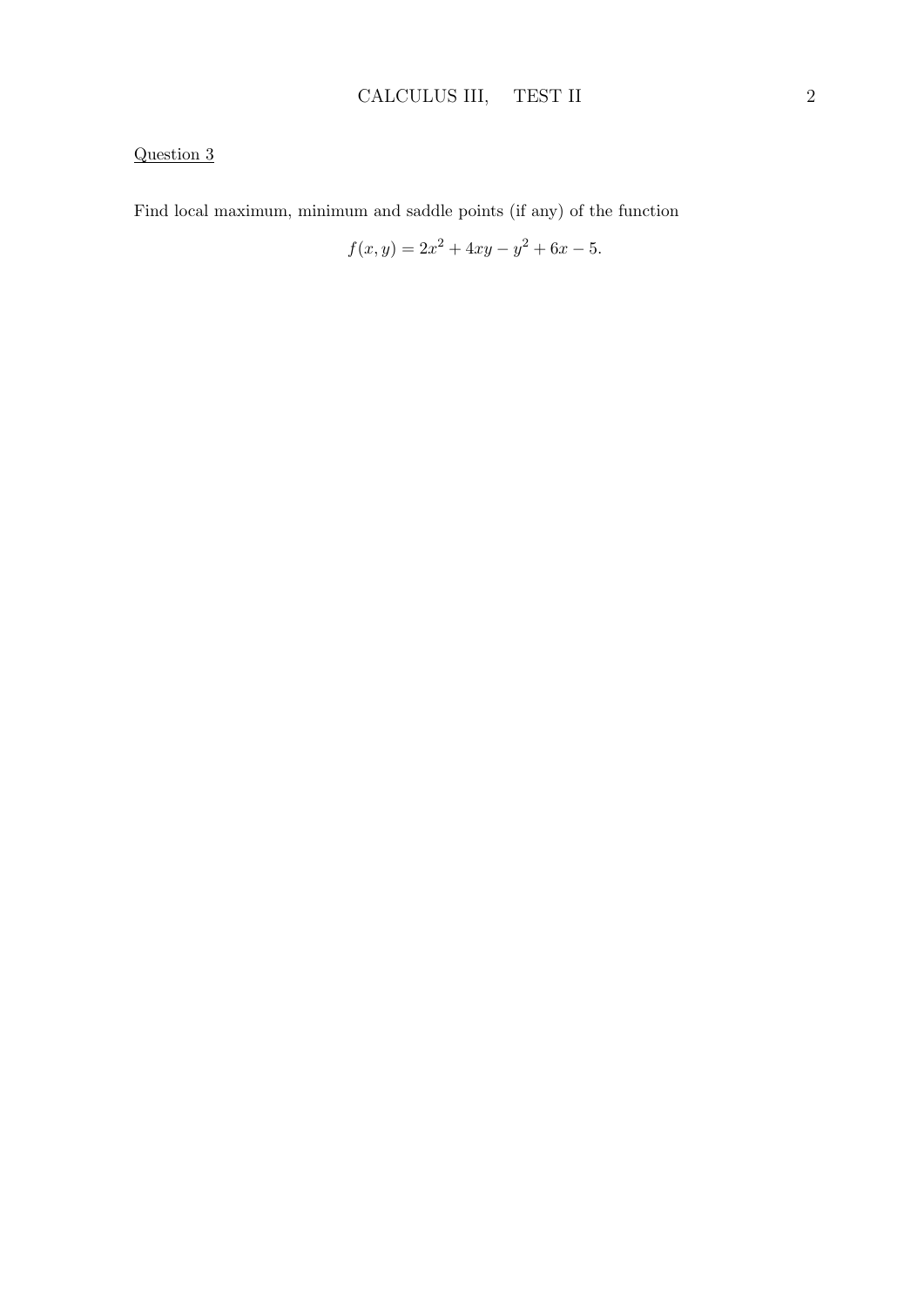Question 3

Find local maximum, minimum and saddle points (if any) of the function

$$f(x, y) = 2x^2 + 4xy - y^2 + 6x - 5.$$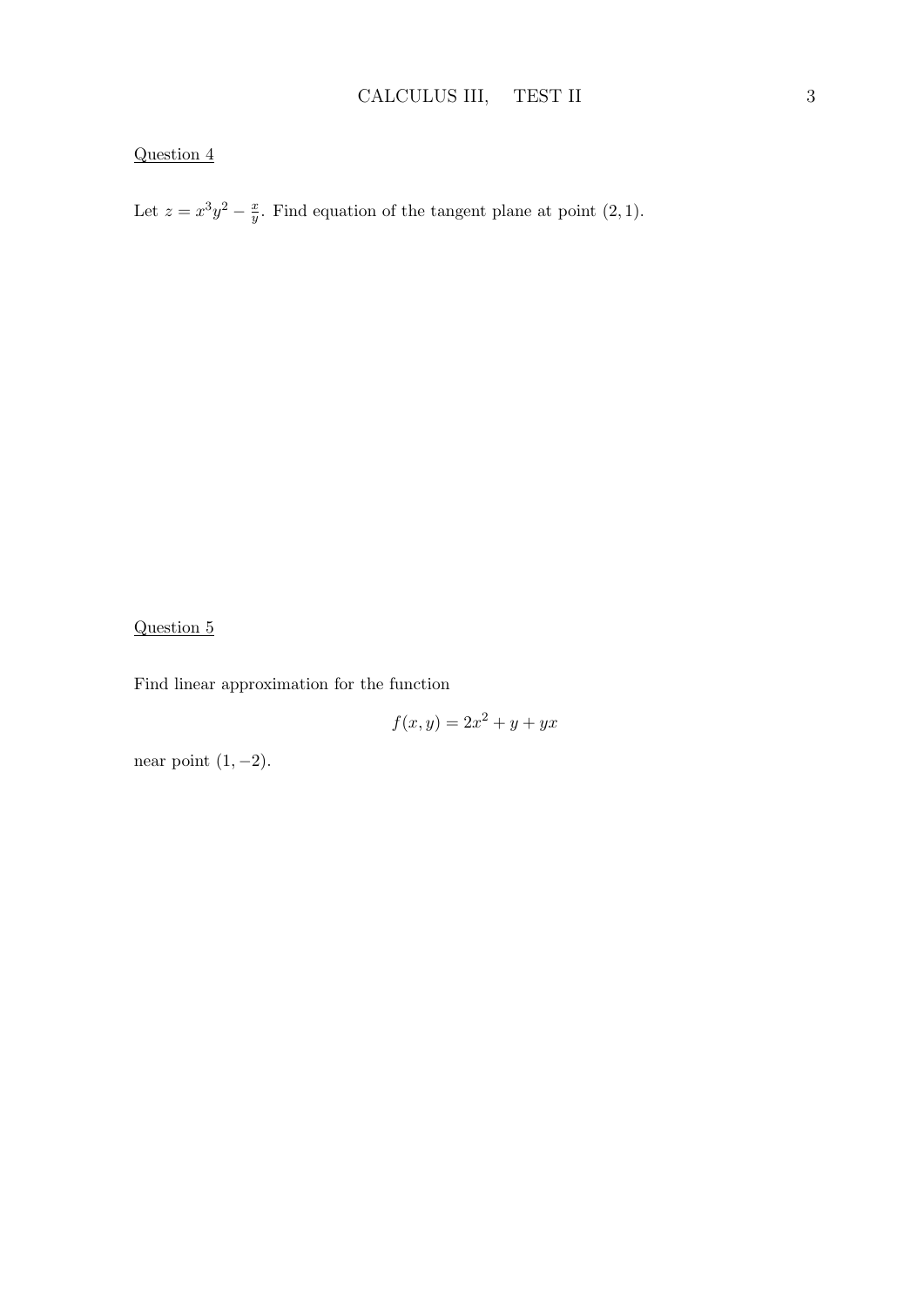Question 4

Let $z = x^3y^2 - \frac{x}{y}$. Find equation of the tangent plane at point $(2, 1)$.

Question 5

Find linear approximation for the function

$$f(x, y) = 2x^2 + y + yx$$

near point $(1, -2)$.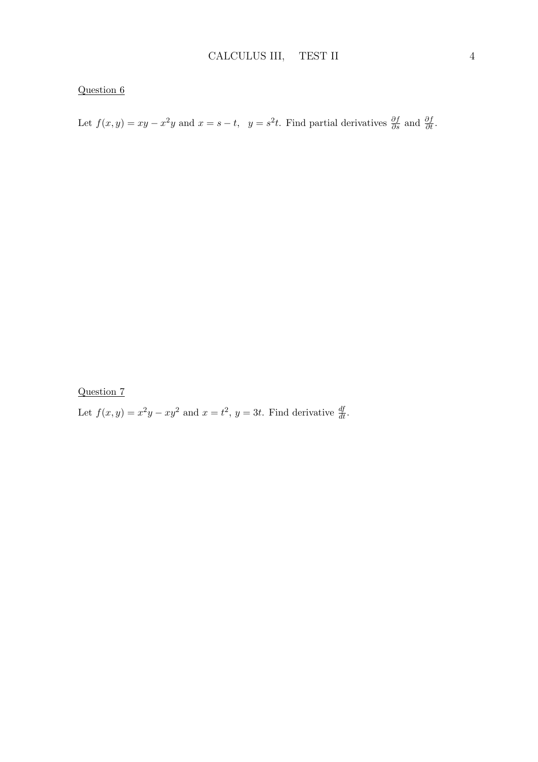Question 6

Let $f(x,y) = xy - x^2y$ and $x = s - t$, $\;\; y = s^2t$. Find partial derivatives $\frac{\partial f}{\partial s}$ and $\frac{\partial f}{\partial t}$.

Question 7

Let $f(x,y) = x^2y - xy^2$ and $x = t^2$, $y = 3t$. Find derivative $\frac{df}{dt}$.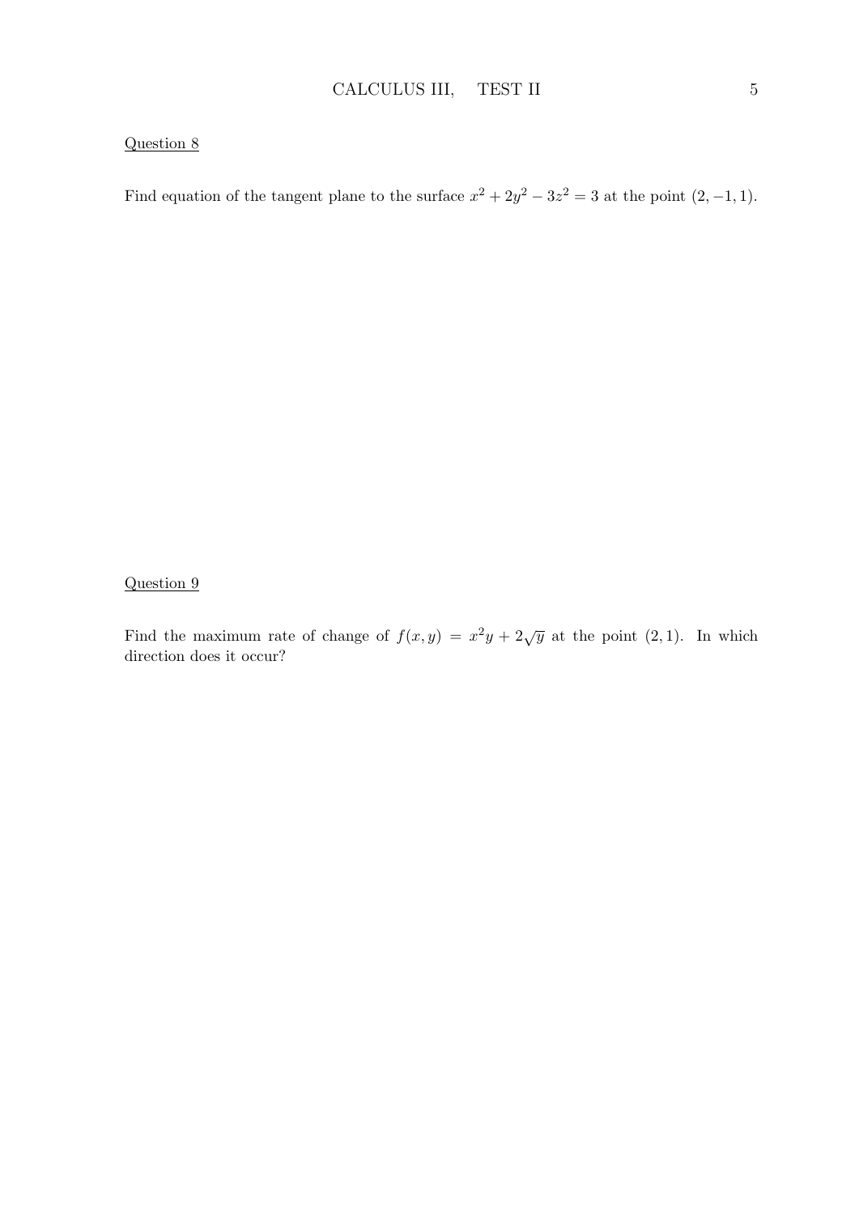Question 8

Find equation of the tangent plane to the surface $x^2 + 2y^2 - 3z^2 = 3$ at the point $(2, -1, 1)$.

Question 9

Find the maximum rate of change of $f(x, y) = x^2y + 2\sqrt{y}$ at the point $(2, 1)$. In which direction does it occur?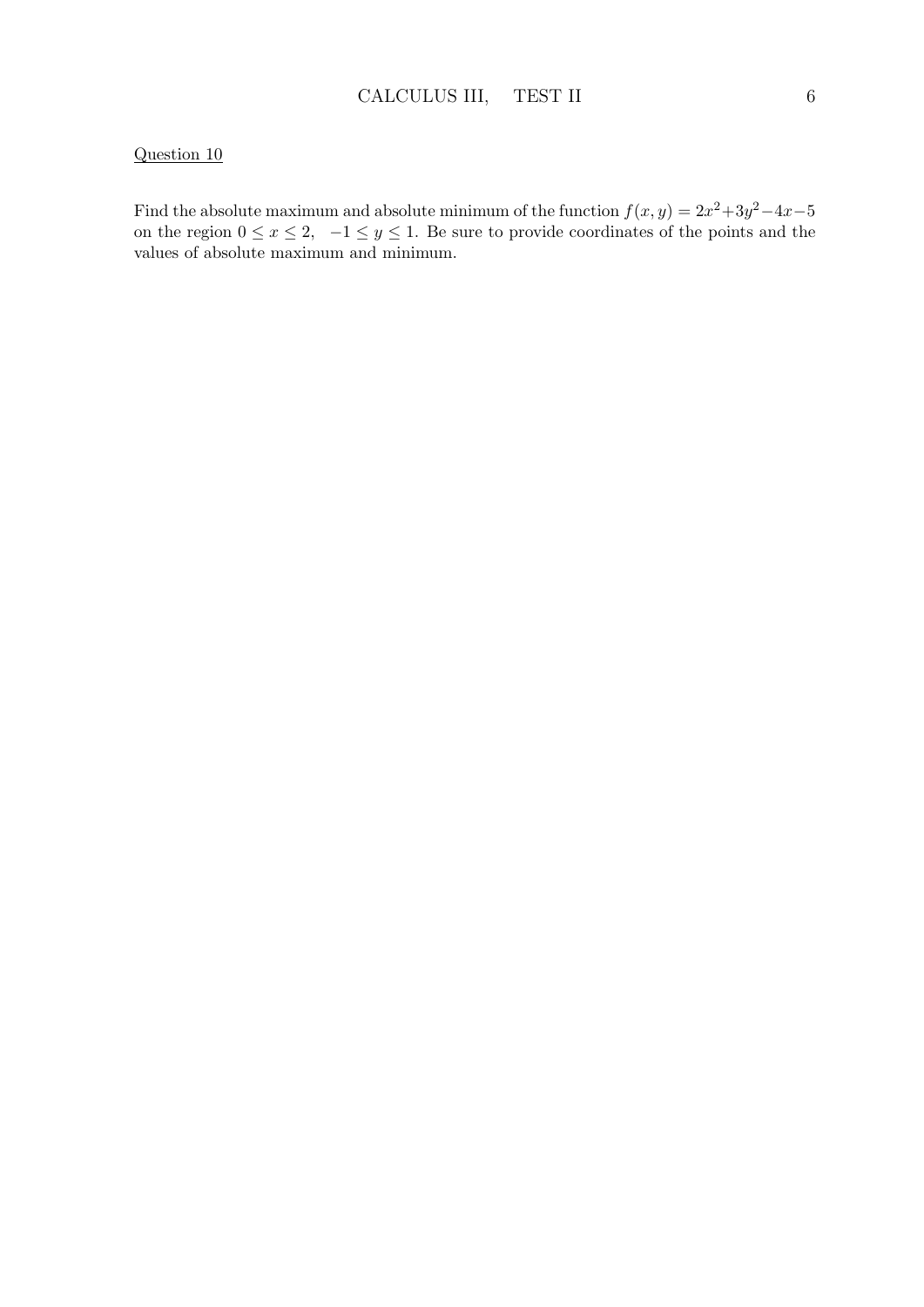Question 10

Find the absolute maximum and absolute minimum of the function $f(x, y) = 2x^2+3y^2-4x-5$ on the region $0 \leq x \leq 2, \quad -1 \leq y \leq 1$. Be sure to provide coordinates of the points and the values of absolute maximum and minimum.